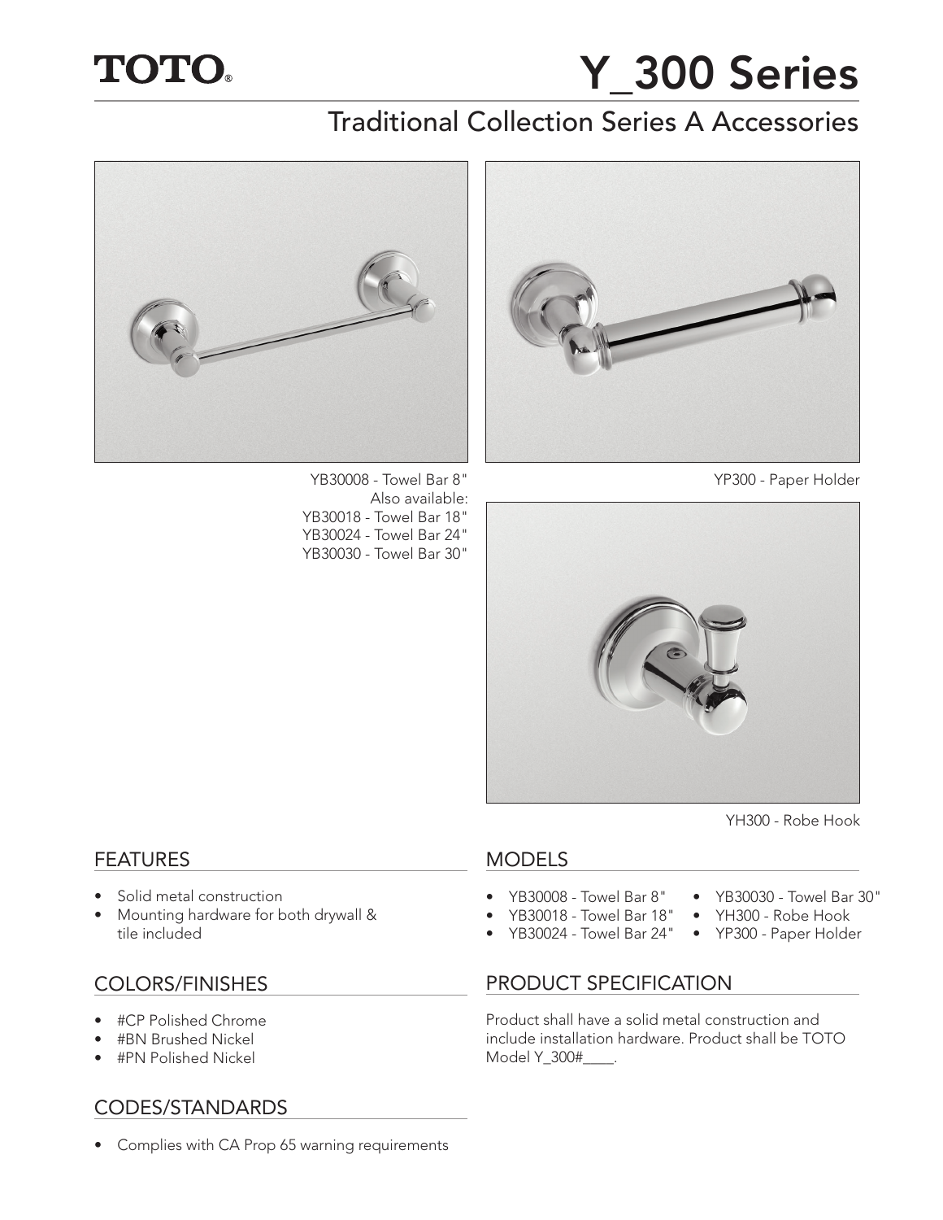TOTO®

# Y_300 Series

## Traditional Collection Series A Accessories

YB30008 - Towel Bar 8"
Also available:
YB30018 - Towel Bar 18"
YB30024 - Towel Bar 24"
YB30030 - Towel Bar 30"

YP300 - Paper Holder

YH300 - Robe Hook

### FEATURES

- Solid metal construction
- Mounting hardware for both drywall & tile included

### COLORS/FINISHES

- #CP Polished Chrome
- #BN Brushed Nickel
- #PN Polished Nickel

### CODES/STANDARDS

- Complies with CA Prop 65 warning requirements

### MODELS

- YB30008 - Towel Bar 8"
- YB30018 - Towel Bar 18"
- YB30024 - Towel Bar 24"
- YB30030 - Towel Bar 30"
- YH300 - Robe Hook
- YP300 - Paper Holder

### PRODUCT SPECIFICATION

Product shall have a solid metal construction and include installation hardware. Product shall be TOTO Model Y_300#____.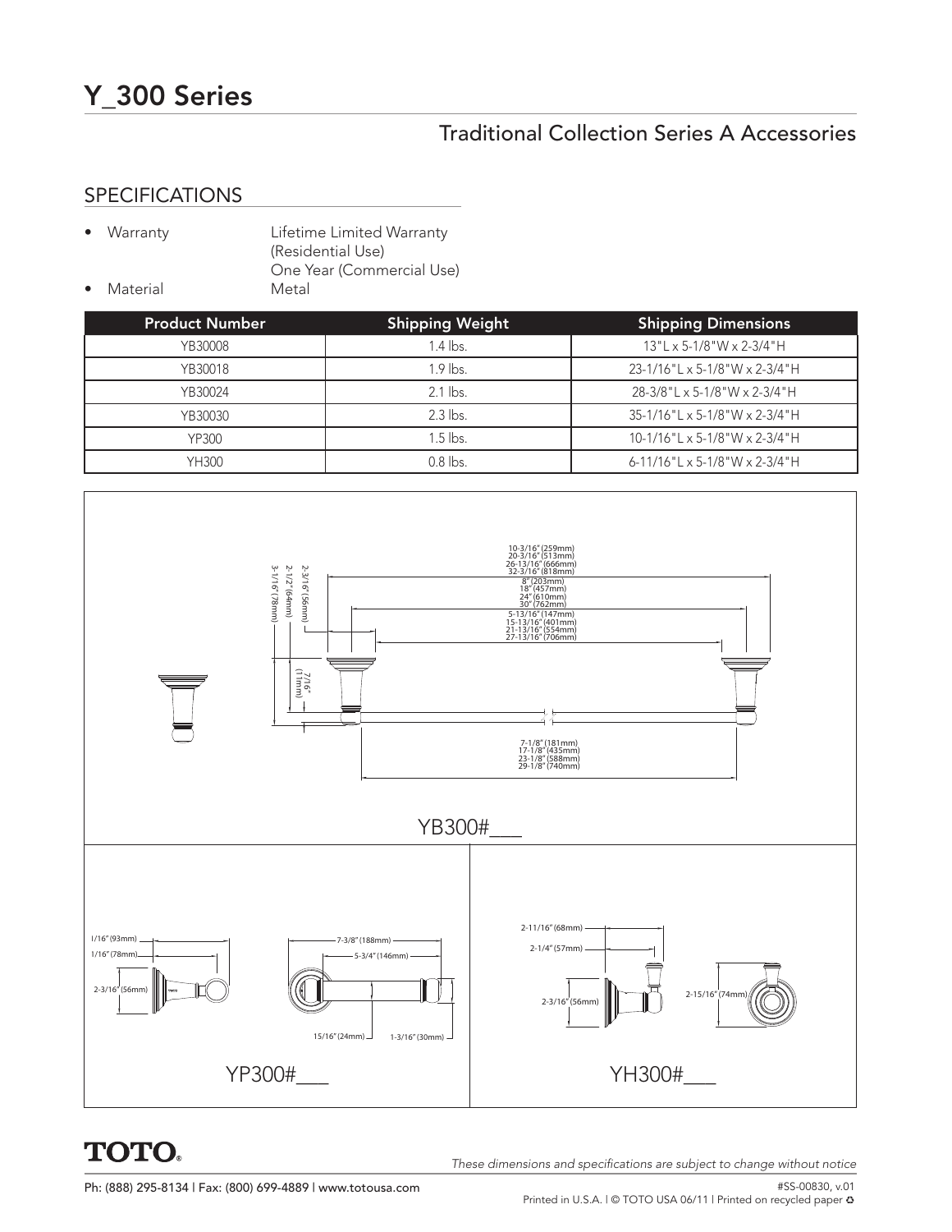# Y_300 Series

## Traditional Collection Series A Accessories

### SPECIFICATIONS

- Warranty — Lifetime Limited Warranty (Residential Use) One Year (Commercial Use)
- Material — Metal

| Product Number | Shipping Weight | Shipping Dimensions |
|---|---|---|
| YB30008 | 1.4 lbs. | 13"L x 5-1/8"W x 2-3/4"H |
| YB30018 | 1.9 lbs. | 23-1/16"L x 5-1/8"W x 2-3/4"H |
| YB30024 | 2.1 lbs. | 28-3/8"L x 5-1/8"W x 2-3/4"H |
| YB30030 | 2.3 lbs. | 35-1/16"L x 5-1/8"W x 2-3/4"H |
| YP300 | 1.5 lbs. | 10-1/16"L x 5-1/8"W x 2-3/4"H |
| YH300 | 0.8 lbs. | 6-11/16"L x 5-1/8"W x 2-3/4"H |

10-3/16" (259mm)
20-3/16" (513mm)
26-13/16" (666mm)
32-3/16" (818mm)
8" (203mm)
18" (457mm)
24" (610mm)
30" (762mm)
5-13/16" (147mm)
15-13/16" (401mm)
21-13/16" (554mm)
27-13/16" (706mm)
2-3/16" (56mm)
2-1/2" (64mm)
3-1/16" (78mm)
7/16" (11mm)
7-1/8" (181mm)
17-1/8" (435mm)
23-1/8" (588mm)
29-1/8" (740mm)

YB300#___

1/16" (93mm)
1/16" (78mm)
2-3/16" (56mm)
7-3/8" (188mm)
5-3/4" (146mm)
15/16" (24mm)
1-3/16" (30mm)

YP300#___

2-11/16" (68mm)
2-1/4" (57mm)
2-3/16" (56mm)
2-15/16" (74mm)

YH300#___

**TOTO**

*These dimensions and specifications are subject to change without notice*

Ph: (888) 295-8134 | Fax: (800) 699-4889 | www.totousa.com

#SS-00830, v.01
Printed in U.S.A. | © TOTO USA 06/11 | Printed on recycled paper